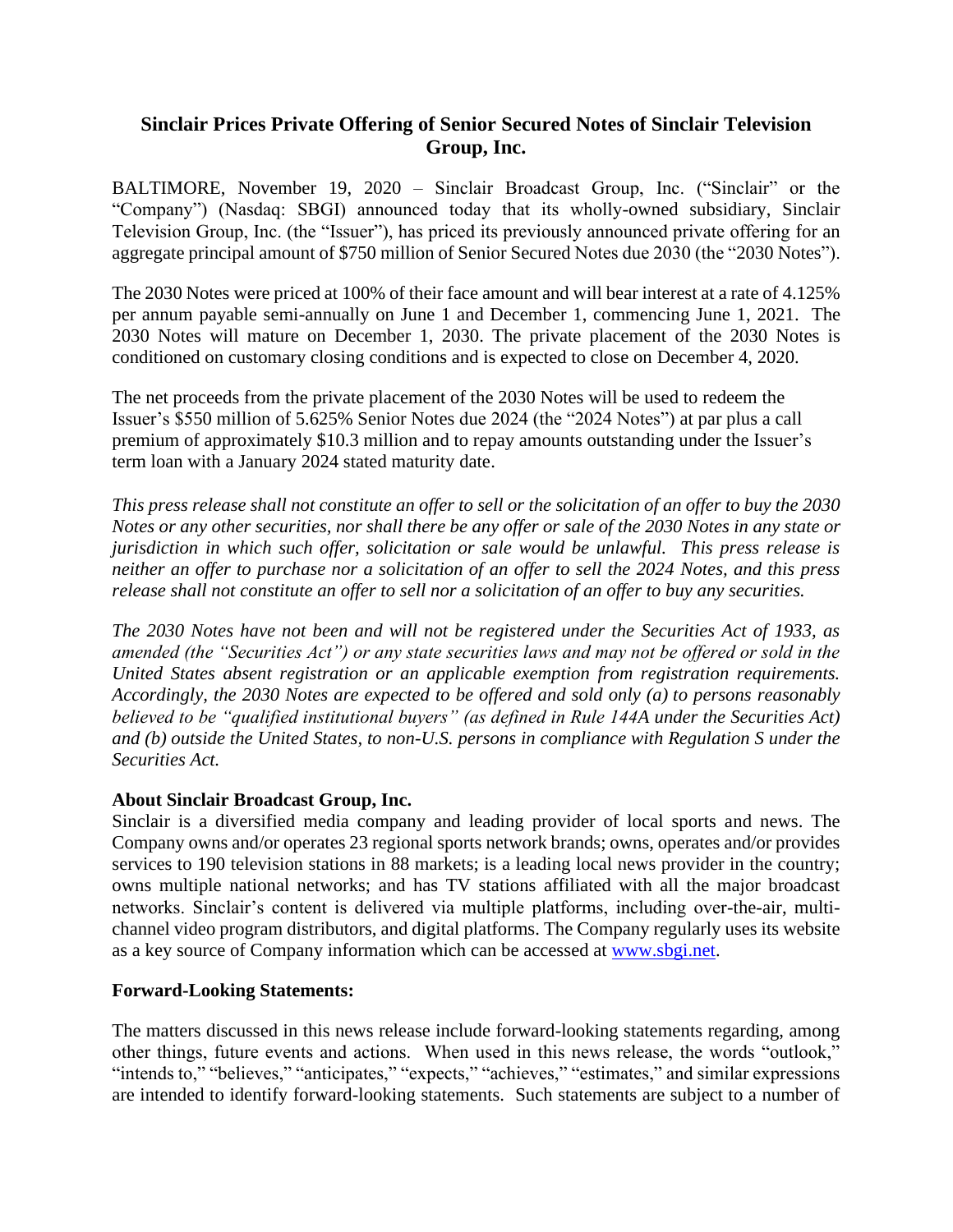# Sinclair Prices Private Offering of Senior Secured Notes of Sinclair Television Group, Inc.

BALTIMORE, November 19, 2020 – Sinclair Broadcast Group, Inc. ("Sinclair" or the "Company") (Nasdaq: SBGI) announced today that its wholly-owned subsidiary, Sinclair Television Group, Inc. (the "Issuer"), has priced its previously announced private offering for an aggregate principal amount of $750 million of Senior Secured Notes due 2030 (the "2030 Notes").

The 2030 Notes were priced at 100% of their face amount and will bear interest at a rate of 4.125% per annum payable semi-annually on June 1 and December 1, commencing June 1, 2021. The 2030 Notes will mature on December 1, 2030. The private placement of the 2030 Notes is conditioned on customary closing conditions and is expected to close on December 4, 2020.

The net proceeds from the private placement of the 2030 Notes will be used to redeem the Issuer's $550 million of 5.625% Senior Notes due 2024 (the "2024 Notes") at par plus a call premium of approximately $10.3 million and to repay amounts outstanding under the Issuer's term loan with a January 2024 stated maturity date.

*This press release shall not constitute an offer to sell or the solicitation of an offer to buy the 2030 Notes or any other securities, nor shall there be any offer or sale of the 2030 Notes in any state or jurisdiction in which such offer, solicitation or sale would be unlawful. This press release is neither an offer to purchase nor a solicitation of an offer to sell the 2024 Notes, and this press release shall not constitute an offer to sell nor a solicitation of an offer to buy any securities.*

*The 2030 Notes have not been and will not be registered under the Securities Act of 1933, as amended (the "Securities Act") or any state securities laws and may not be offered or sold in the United States absent registration or an applicable exemption from registration requirements. Accordingly, the 2030 Notes are expected to be offered and sold only (a) to persons reasonably believed to be "qualified institutional buyers" (as defined in Rule 144A under the Securities Act) and (b) outside the United States, to non-U.S. persons in compliance with Regulation S under the Securities Act.*

**About Sinclair Broadcast Group, Inc.**

Sinclair is a diversified media company and leading provider of local sports and news. The Company owns and/or operates 23 regional sports network brands; owns, operates and/or provides services to 190 television stations in 88 markets; is a leading local news provider in the country; owns multiple national networks; and has TV stations affiliated with all the major broadcast networks. Sinclair's content is delivered via multiple platforms, including over-the-air, multi-channel video program distributors, and digital platforms. The Company regularly uses its website as a key source of Company information which can be accessed at [www.sbgi.net](http://www.sbgi.net).

**Forward-Looking Statements:**

The matters discussed in this news release include forward-looking statements regarding, among other things, future events and actions. When used in this news release, the words "outlook," "intends to," "believes," "anticipates," "expects," "achieves," "estimates," and similar expressions are intended to identify forward-looking statements. Such statements are subject to a number of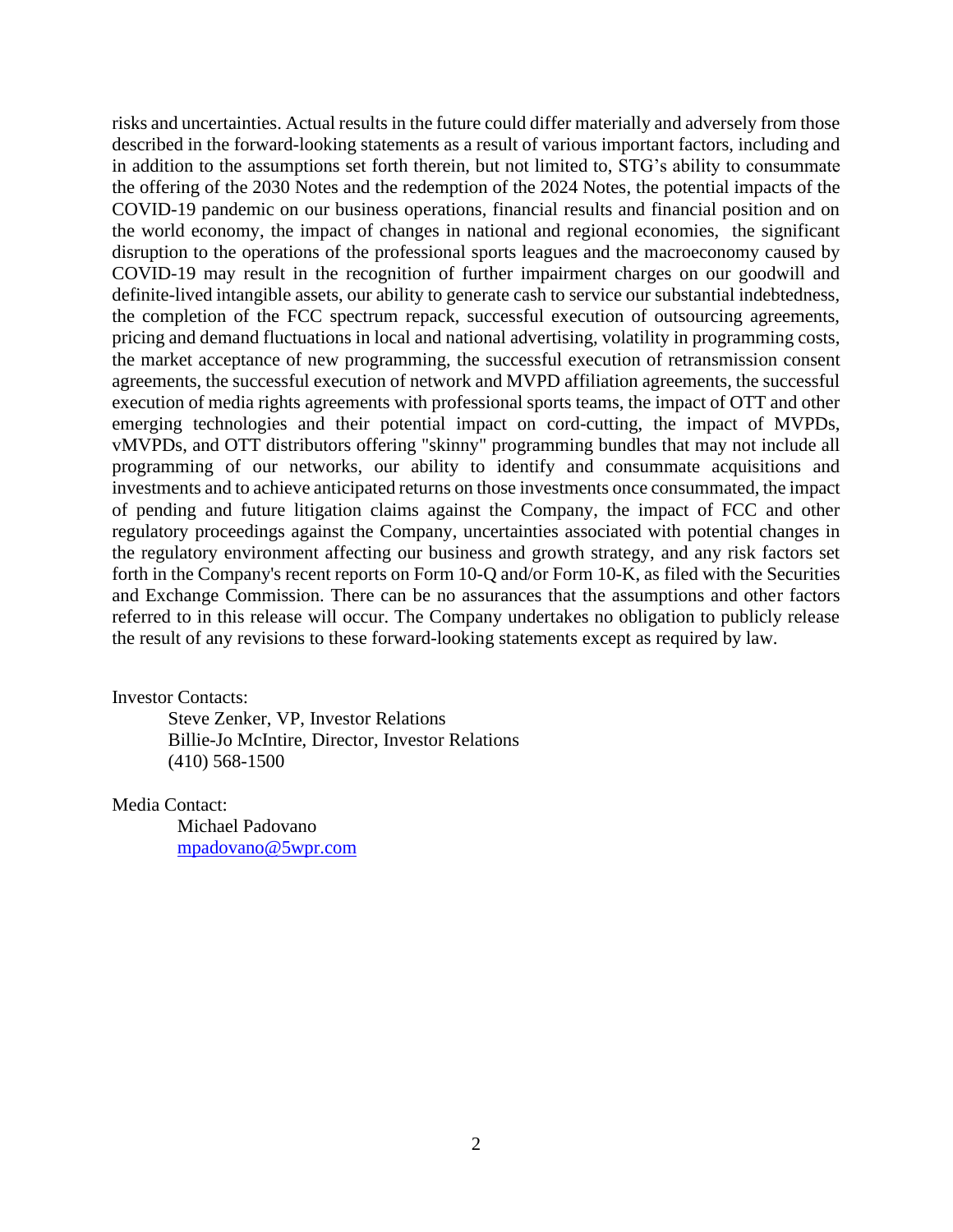risks and uncertainties. Actual results in the future could differ materially and adversely from those described in the forward-looking statements as a result of various important factors, including and in addition to the assumptions set forth therein, but not limited to, STG's ability to consummate the offering of the 2030 Notes and the redemption of the 2024 Notes, the potential impacts of the COVID-19 pandemic on our business operations, financial results and financial position and on the world economy, the impact of changes in national and regional economies, the significant disruption to the operations of the professional sports leagues and the macroeconomy caused by COVID-19 may result in the recognition of further impairment charges on our goodwill and definite-lived intangible assets, our ability to generate cash to service our substantial indebtedness, the completion of the FCC spectrum repack, successful execution of outsourcing agreements, pricing and demand fluctuations in local and national advertising, volatility in programming costs, the market acceptance of new programming, the successful execution of retransmission consent agreements, the successful execution of network and MVPD affiliation agreements, the successful execution of media rights agreements with professional sports teams, the impact of OTT and other emerging technologies and their potential impact on cord-cutting, the impact of MVPDs, vMVPDs, and OTT distributors offering "skinny" programming bundles that may not include all programming of our networks, our ability to identify and consummate acquisitions and investments and to achieve anticipated returns on those investments once consummated, the impact of pending and future litigation claims against the Company, the impact of FCC and other regulatory proceedings against the Company, uncertainties associated with potential changes in the regulatory environment affecting our business and growth strategy, and any risk factors set forth in the Company's recent reports on Form 10-Q and/or Form 10-K, as filed with the Securities and Exchange Commission. There can be no assurances that the assumptions and other factors referred to in this release will occur. The Company undertakes no obligation to publicly release the result of any revisions to these forward-looking statements except as required by law.

Investor Contacts:
Steve Zenker, VP, Investor Relations
Billie-Jo McIntire, Director, Investor Relations
(410) 568-1500

Media Contact:
Michael Padovano
mpadovano@5wpr.com